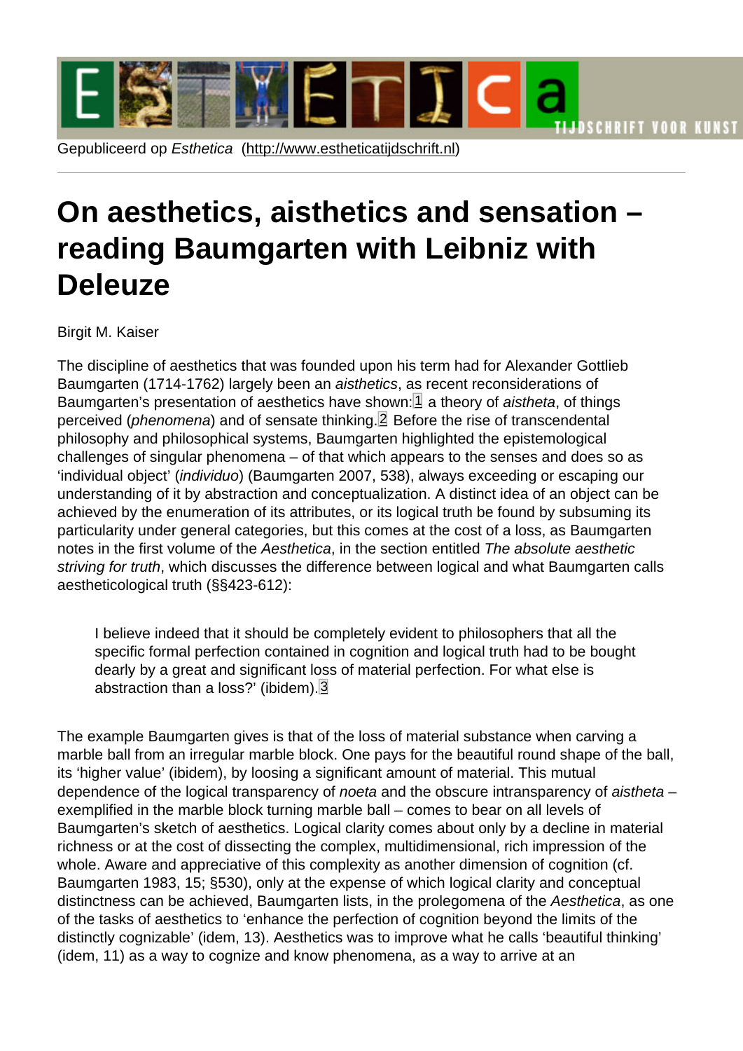Gepubliceerd op *Esthetica* (http://www.estheticatijdschrift.nl)

# On aesthetics, aisthetics and sensation – reading Baumgarten with Leibniz with Deleuze

Birgit M. Kaiser

The discipline of aesthetics that was founded upon his term had for Alexander Gottlieb Baumgarten (1714-1762) largely been an *aisthetics*, as recent reconsiderations of Baumgarten's presentation of aesthetics have shown:[1] a theory of *aistheta*, of things perceived (*phenomena*) and of sensate thinking.[2] Before the rise of transcendental philosophy and philosophical systems, Baumgarten highlighted the epistemological challenges of singular phenomena – of that which appears to the senses and does so as 'individual object' (*individuo*) (Baumgarten 2007, 538), always exceeding or escaping our understanding of it by abstraction and conceptualization. A distinct idea of an object can be achieved by the enumeration of its attributes, or its logical truth be found by subsuming its particularity under general categories, but this comes at the cost of a loss, as Baumgarten notes in the first volume of the *Aesthetica*, in the section entitled *The absolute aesthetic striving for truth*, which discusses the difference between logical and what Baumgarten calls aestheticological truth (§§423-612):

> I believe indeed that it should be completely evident to philosophers that all the specific formal perfection contained in cognition and logical truth had to be bought dearly by a great and significant loss of material perfection. For what else is abstraction than a loss?' (ibidem).[3]

The example Baumgarten gives is that of the loss of material substance when carving a marble ball from an irregular marble block. One pays for the beautiful round shape of the ball, its 'higher value' (ibidem), by loosing a significant amount of material. This mutual dependence of the logical transparency of *noeta* and the obscure intransparency of *aistheta* – exemplified in the marble block turning marble ball – comes to bear on all levels of Baumgarten's sketch of aesthetics. Logical clarity comes about only by a decline in material richness or at the cost of dissecting the complex, multidimensional, rich impression of the whole. Aware and appreciative of this complexity as another dimension of cognition (cf. Baumgarten 1983, 15; §530), only at the expense of which logical clarity and conceptual distinctness can be achieved, Baumgarten lists, in the prolegomena of the *Aesthetica*, as one of the tasks of aesthetics to 'enhance the perfection of cognition beyond the limits of the distinctly cognizable' (idem, 13). Aesthetics was to improve what he calls 'beautiful thinking' (idem, 11) as a way to cognize and know phenomena, as a way to arrive at an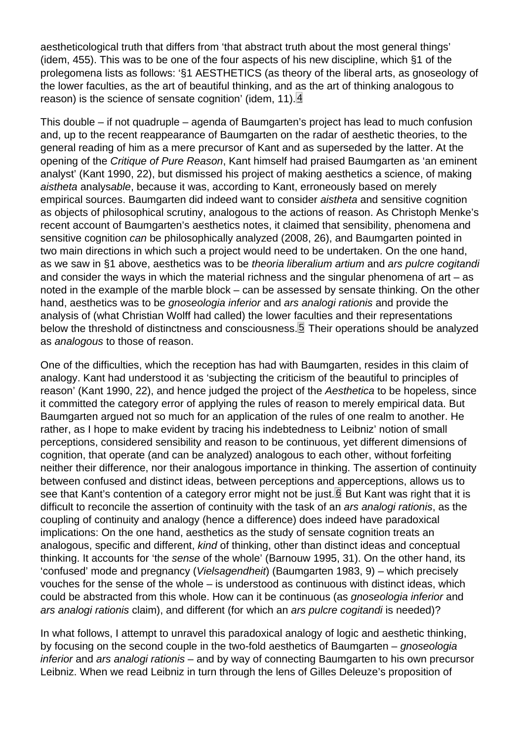aestheticological truth that differs from 'that abstract truth about the most general things' (idem, 455). This was to be one of the four aspects of his new discipline, which §1 of the prolegomena lists as follows: '§1 AESTHETICS (as theory of the liberal arts, as gnoseology of the lower faculties, as the art of beautiful thinking, and as the art of thinking analogous to reason) is the science of sensate cognition' (idem, 11).[4]

This double – if not quadruple – agenda of Baumgarten's project has lead to much confusion and, up to the recent reappearance of Baumgarten on the radar of aesthetic theories, to the general reading of him as a mere precursor of Kant and as superseded by the latter. At the opening of the *Critique of Pure Reason*, Kant himself had praised Baumgarten as 'an eminent analyst' (Kant 1990, 22), but dismissed his project of making aesthetics a science, of making *aistheta* analys*able*, because it was, according to Kant, erroneously based on merely empirical sources. Baumgarten did indeed want to consider *aistheta* and sensitive cognition as objects of philosophical scrutiny, analogous to the actions of reason. As Christoph Menke's recent account of Baumgarten's aesthetics notes, it claimed that sensibility, phenomena and sensitive cognition *can* be philosophically analyzed (2008, 26), and Baumgarten pointed in two main directions in which such a project would need to be undertaken. On the one hand, as we saw in §1 above, aesthetics was to be *theoria liberalium artium* and *ars pulcre cogitandi* and consider the ways in which the material richness and the singular phenomena of art – as noted in the example of the marble block – can be assessed by sensate thinking. On the other hand, aesthetics was to be *gnoseologia inferior* and *ars analogi rationis* and provide the analysis of (what Christian Wolff had called) the lower faculties and their representations below the threshold of distinctness and consciousness.[5] Their operations should be analyzed as *analogous* to those of reason.

One of the difficulties, which the reception has had with Baumgarten, resides in this claim of analogy. Kant had understood it as 'subjecting the criticism of the beautiful to principles of reason' (Kant 1990, 22), and hence judged the project of the *Aesthetica* to be hopeless, since it committed the category error of applying the rules of reason to merely empirical data. But Baumgarten argued not so much for an application of the rules of one realm to another. He rather, as I hope to make evident by tracing his indebtedness to Leibniz' notion of small perceptions, considered sensibility and reason to be continuous, yet different dimensions of cognition, that operate (and can be analyzed) analogous to each other, without forfeiting neither their difference, nor their analogous importance in thinking. The assertion of continuity between confused and distinct ideas, between perceptions and apperceptions, allows us to see that Kant's contention of a category error might not be just.[6] But Kant was right that it is difficult to reconcile the assertion of continuity with the task of an *ars analogi rationis*, as the coupling of continuity and analogy (hence a difference) does indeed have paradoxical implications: On the one hand, aesthetics as the study of sensate cognition treats an analogous, specific and different, *kind* of thinking, other than distinct ideas and conceptual thinking. It accounts for 'the *sense* of the whole' (Barnouw 1995, 31). On the other hand, its 'confused' mode and pregnancy (*Vielsagendheit*) (Baumgarten 1983, 9) – which precisely vouches for the sense of the whole – is understood as continuous with distinct ideas, which could be abstracted from this whole. How can it be continuous (as *gnoseologia inferior* and *ars analogi rationis* claim), and different (for which an *ars pulcre cogitandi* is needed)?

In what follows, I attempt to unravel this paradoxical analogy of logic and aesthetic thinking, by focusing on the second couple in the two-fold aesthetics of Baumgarten – *gnoseologia inferior* and *ars analogi rationis* – and by way of connecting Baumgarten to his own precursor Leibniz. When we read Leibniz in turn through the lens of Gilles Deleuze's proposition of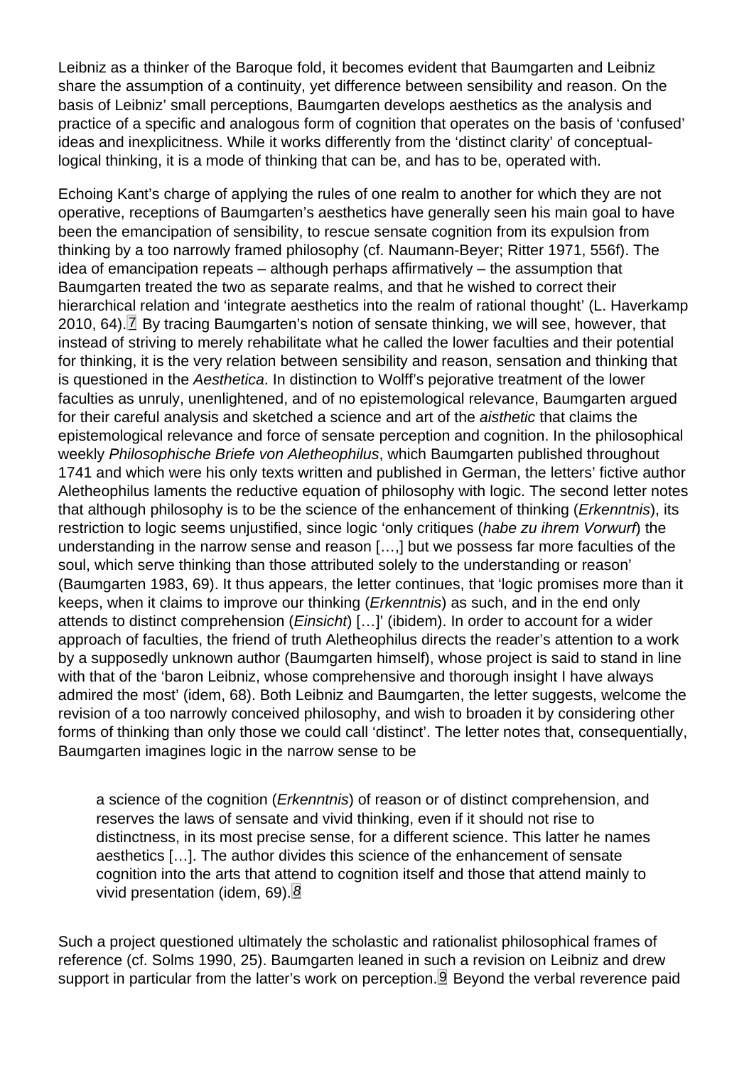Leibniz as a thinker of the Baroque fold, it becomes evident that Baumgarten and Leibniz share the assumption of a continuity, yet difference between sensibility and reason. On the basis of Leibniz' small perceptions, Baumgarten develops aesthetics as the analysis and practice of a specific and analogous form of cognition that operates on the basis of 'confused' ideas and inexplicitness. While it works differently from the 'distinct clarity' of conceptual-logical thinking, it is a mode of thinking that can be, and has to be, operated with.

Echoing Kant's charge of applying the rules of one realm to another for which they are not operative, receptions of Baumgarten's aesthetics have generally seen his main goal to have been the emancipation of sensibility, to rescue sensate cognition from its expulsion from thinking by a too narrowly framed philosophy (cf. Naumann-Beyer; Ritter 1971, 556f). The idea of emancipation repeats – although perhaps affirmatively – the assumption that Baumgarten treated the two as separate realms, and that he wished to correct their hierarchical relation and 'integrate aesthetics into the realm of rational thought' (L. Haverkamp 2010, 64).[7] By tracing Baumgarten's notion of sensate thinking, we will see, however, that instead of striving to merely rehabilitate what he called the lower faculties and their potential for thinking, it is the very relation between sensibility and reason, sensation and thinking that is questioned in the *Aesthetica*. In distinction to Wolff's pejorative treatment of the lower faculties as unruly, unenlightened, and of no epistemological relevance, Baumgarten argued for their careful analysis and sketched a science and art of the *aisthetic* that claims the epistemological relevance and force of sensate perception and cognition. In the philosophical weekly *Philosophische Briefe von Aletheophilus*, which Baumgarten published throughout 1741 and which were his only texts written and published in German, the letters' fictive author Aletheophilus laments the reductive equation of philosophy with logic. The second letter notes that although philosophy is to be the science of the enhancement of thinking (*Erkenntnis*), its restriction to logic seems unjustified, since logic 'only critiques (*habe zu ihrem Vorwurf*) the understanding in the narrow sense and reason […,] but we possess far more faculties of the soul, which serve thinking than those attributed solely to the understanding or reason' (Baumgarten 1983, 69). It thus appears, the letter continues, that 'logic promises more than it keeps, when it claims to improve our thinking (*Erkenntnis*) as such, and in the end only attends to distinct comprehension (*Einsicht*) […]' (ibidem). In order to account for a wider approach of faculties, the friend of truth Aletheophilus directs the reader's attention to a work by a supposedly unknown author (Baumgarten himself), whose project is said to stand in line with that of the 'baron Leibniz, whose comprehensive and thorough insight I have always admired the most' (idem, 68). Both Leibniz and Baumgarten, the letter suggests, welcome the revision of a too narrowly conceived philosophy, and wish to broaden it by considering other forms of thinking than only those we could call 'distinct'. The letter notes that, consequentially, Baumgarten imagines logic in the narrow sense to be

> a science of the cognition (*Erkenntnis*) of reason or of distinct comprehension, and reserves the laws of sensate and vivid thinking, even if it should not rise to distinctness, in its most precise sense, for a different science. This latter he names aesthetics […]. The author divides this science of the enhancement of sensate cognition into the arts that attend to cognition itself and those that attend mainly to vivid presentation (idem, 69).[8]

Such a project questioned ultimately the scholastic and rationalist philosophical frames of reference (cf. Solms 1990, 25). Baumgarten leaned in such a revision on Leibniz and drew support in particular from the latter's work on perception.[9] Beyond the verbal reverence paid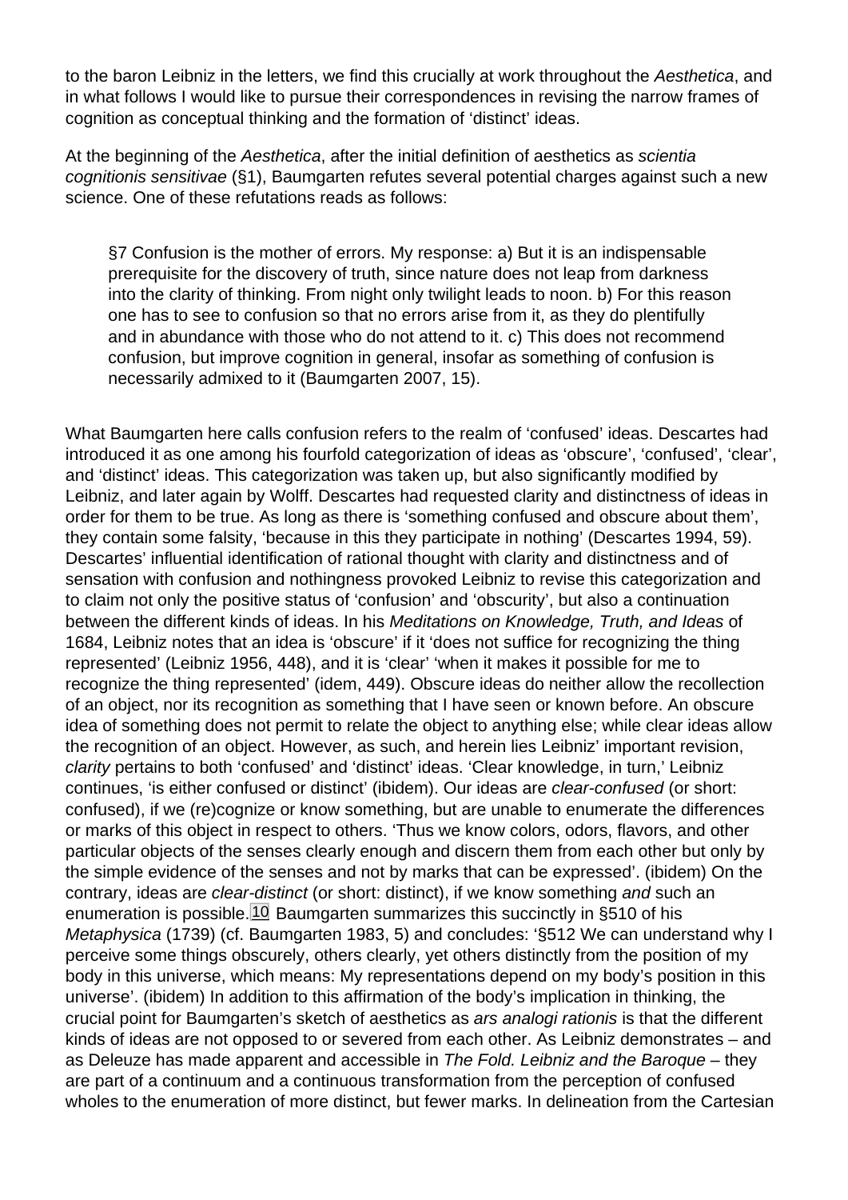to the baron Leibniz in the letters, we find this crucially at work throughout the *Aesthetica*, and in what follows I would like to pursue their correspondences in revising the narrow frames of cognition as conceptual thinking and the formation of 'distinct' ideas.

At the beginning of the *Aesthetica*, after the initial definition of aesthetics as *scientia cognitionis sensitivae* (§1), Baumgarten refutes several potential charges against such a new science. One of these refutations reads as follows:

> §7 Confusion is the mother of errors. My response: a) But it is an indispensable prerequisite for the discovery of truth, since nature does not leap from darkness into the clarity of thinking. From night only twilight leads to noon. b) For this reason one has to see to confusion so that no errors arise from it, as they do plentifully and in abundance with those who do not attend to it. c) This does not recommend confusion, but improve cognition in general, insofar as something of confusion is necessarily admixed to it (Baumgarten 2007, 15).

What Baumgarten here calls confusion refers to the realm of 'confused' ideas. Descartes had introduced it as one among his fourfold categorization of ideas as 'obscure', 'confused', 'clear', and 'distinct' ideas. This categorization was taken up, but also significantly modified by Leibniz, and later again by Wolff. Descartes had requested clarity and distinctness of ideas in order for them to be true. As long as there is 'something confused and obscure about them', they contain some falsity, 'because in this they participate in nothing' (Descartes 1994, 59). Descartes' influential identification of rational thought with clarity and distinctness and of sensation with confusion and nothingness provoked Leibniz to revise this categorization and to claim not only the positive status of 'confusion' and 'obscurity', but also a continuation between the different kinds of ideas. In his *Meditations on Knowledge, Truth, and Ideas* of 1684, Leibniz notes that an idea is 'obscure' if it 'does not suffice for recognizing the thing represented' (Leibniz 1956, 448), and it is 'clear' 'when it makes it possible for me to recognize the thing represented' (idem, 449). Obscure ideas do neither allow the recollection of an object, nor its recognition as something that I have seen or known before. An obscure idea of something does not permit to relate the object to anything else; while clear ideas allow the recognition of an object. However, as such, and herein lies Leibniz' important revision, *clarity* pertains to both 'confused' and 'distinct' ideas. 'Clear knowledge, in turn,' Leibniz continues, 'is either confused or distinct' (ibidem). Our ideas are *clear-confused* (or short: confused), if we (re)cognize or know something, but are unable to enumerate the differences or marks of this object in respect to others. 'Thus we know colors, odors, flavors, and other particular objects of the senses clearly enough and discern them from each other but only by the simple evidence of the senses and not by marks that can be expressed'. (ibidem) On the contrary, ideas are *clear-distinct* (or short: distinct), if we know something *and* such an enumeration is possible.[10] Baumgarten summarizes this succinctly in §510 of his *Metaphysica* (1739) (cf. Baumgarten 1983, 5) and concludes: '§512 We can understand why I perceive some things obscurely, others clearly, yet others distinctly from the position of my body in this universe, which means: My representations depend on my body's position in this universe'. (ibidem) In addition to this affirmation of the body's implication in thinking, the crucial point for Baumgarten's sketch of aesthetics as *ars analogi rationis* is that the different kinds of ideas are not opposed to or severed from each other. As Leibniz demonstrates – and as Deleuze has made apparent and accessible in *The Fold. Leibniz and the Baroque* – they are part of a continuum and a continuous transformation from the perception of confused wholes to the enumeration of more distinct, but fewer marks. In delineation from the Cartesian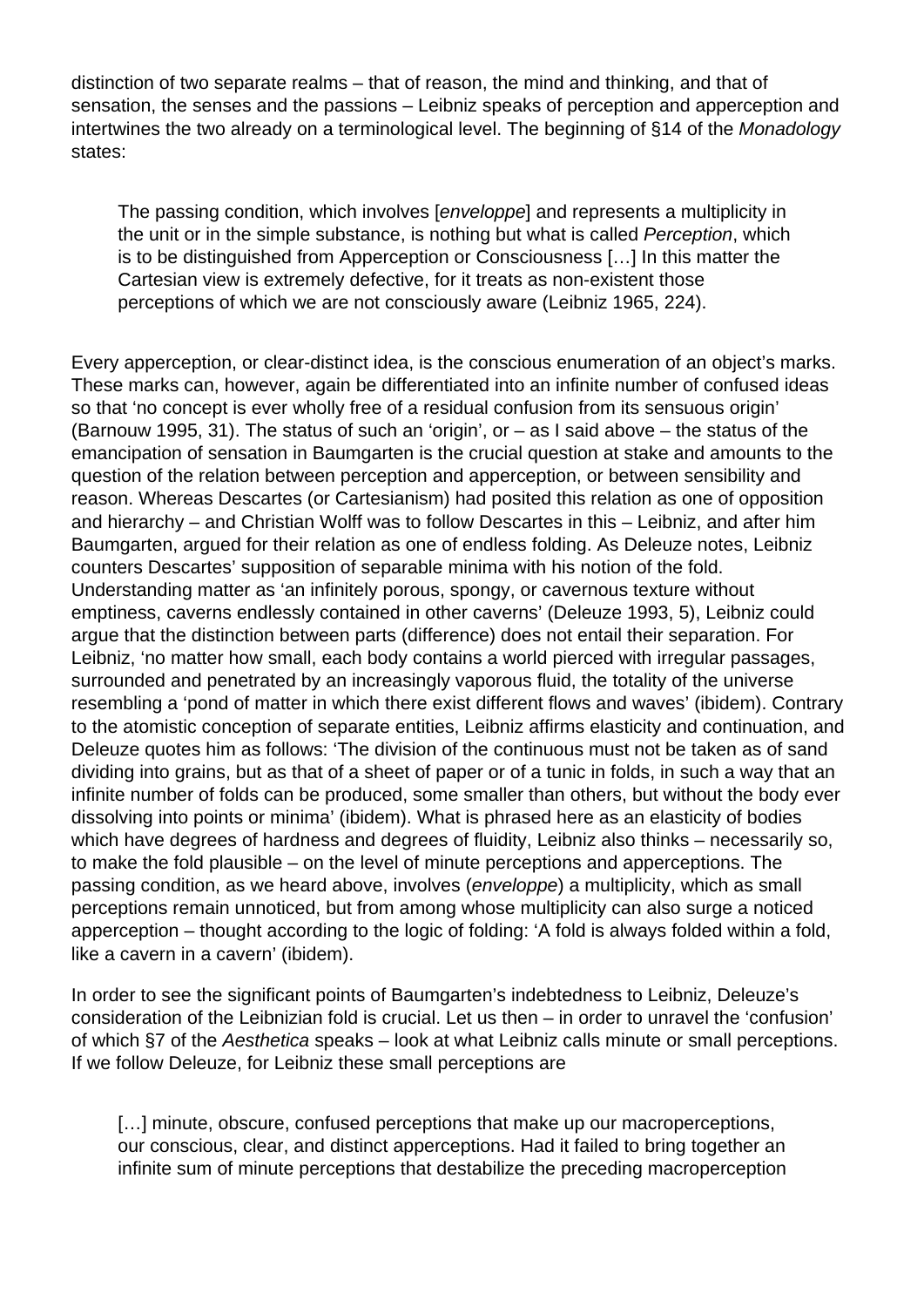distinction of two separate realms – that of reason, the mind and thinking, and that of sensation, the senses and the passions – Leibniz speaks of perception and apperception and intertwines the two already on a terminological level. The beginning of §14 of the *Monadology* states:

> The passing condition, which involves [*enveloppe*] and represents a multiplicity in the unit or in the simple substance, is nothing but what is called *Perception*, which is to be distinguished from Apperception or Consciousness […] In this matter the Cartesian view is extremely defective, for it treats as non-existent those perceptions of which we are not consciously aware (Leibniz 1965, 224).

Every apperception, or clear-distinct idea, is the conscious enumeration of an object's marks. These marks can, however, again be differentiated into an infinite number of confused ideas so that 'no concept is ever wholly free of a residual confusion from its sensuous origin' (Barnouw 1995, 31). The status of such an 'origin', or – as I said above – the status of the emancipation of sensation in Baumgarten is the crucial question at stake and amounts to the question of the relation between perception and apperception, or between sensibility and reason. Whereas Descartes (or Cartesianism) had posited this relation as one of opposition and hierarchy – and Christian Wolff was to follow Descartes in this – Leibniz, and after him Baumgarten, argued for their relation as one of endless folding. As Deleuze notes, Leibniz counters Descartes' supposition of separable minima with his notion of the fold. Understanding matter as 'an infinitely porous, spongy, or cavernous texture without emptiness, caverns endlessly contained in other caverns' (Deleuze 1993, 5), Leibniz could argue that the distinction between parts (difference) does not entail their separation. For Leibniz, 'no matter how small, each body contains a world pierced with irregular passages, surrounded and penetrated by an increasingly vaporous fluid, the totality of the universe resembling a 'pond of matter in which there exist different flows and waves' (ibidem). Contrary to the atomistic conception of separate entities, Leibniz affirms elasticity and continuation, and Deleuze quotes him as follows: 'The division of the continuous must not be taken as of sand dividing into grains, but as that of a sheet of paper or of a tunic in folds, in such a way that an infinite number of folds can be produced, some smaller than others, but without the body ever dissolving into points or minima' (ibidem). What is phrased here as an elasticity of bodies which have degrees of hardness and degrees of fluidity, Leibniz also thinks – necessarily so, to make the fold plausible – on the level of minute perceptions and apperceptions. The passing condition, as we heard above, involves (*enveloppe*) a multiplicity, which as small perceptions remain unnoticed, but from among whose multiplicity can also surge a noticed apperception – thought according to the logic of folding: 'A fold is always folded within a fold, like a cavern in a cavern' (ibidem).

In order to see the significant points of Baumgarten's indebtedness to Leibniz, Deleuze's consideration of the Leibnizian fold is crucial. Let us then – in order to unravel the 'confusion' of which §7 of the *Aesthetica* speaks – look at what Leibniz calls minute or small perceptions. If we follow Deleuze, for Leibniz these small perceptions are

> […] minute, obscure, confused perceptions that make up our macroperceptions, our conscious, clear, and distinct apperceptions. Had it failed to bring together an infinite sum of minute perceptions that destabilize the preceding macroperception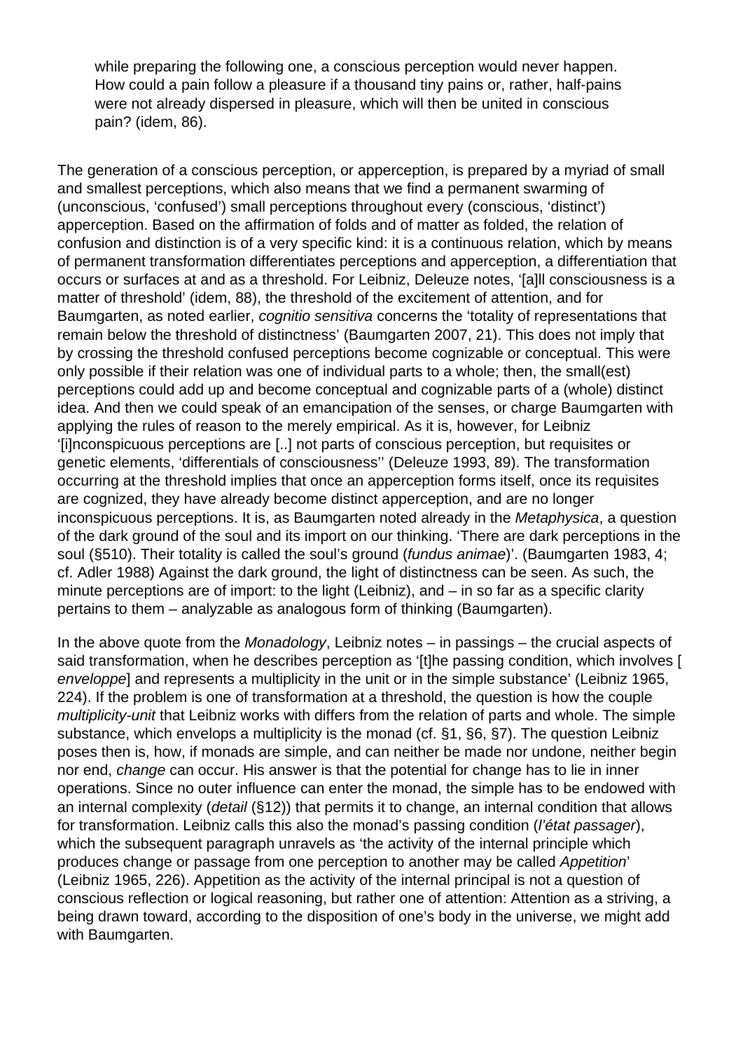> while preparing the following one, a conscious perception would never happen. How could a pain follow a pleasure if a thousand tiny pains or, rather, half-pains were not already dispersed in pleasure, which will then be united in conscious pain? (idem, 86).

The generation of a conscious perception, or apperception, is prepared by a myriad of small and smallest perceptions, which also means that we find a permanent swarming of (unconscious, 'confused') small perceptions throughout every (conscious, 'distinct') apperception. Based on the affirmation of folds and of matter as folded, the relation of confusion and distinction is of a very specific kind: it is a continuous relation, which by means of permanent transformation differentiates perceptions and apperception, a differentiation that occurs or surfaces at and as a threshold. For Leibniz, Deleuze notes, '[a]ll consciousness is a matter of threshold' (idem, 88), the threshold of the excitement of attention, and for Baumgarten, as noted earlier, *cognitio sensitiva* concerns the 'totality of representations that remain below the threshold of distinctness' (Baumgarten 2007, 21). This does not imply that by crossing the threshold confused perceptions become cognizable or conceptual. This were only possible if their relation was one of individual parts to a whole; then, the small(est) perceptions could add up and become conceptual and cognizable parts of a (whole) distinct idea. And then we could speak of an emancipation of the senses, or charge Baumgarten with applying the rules of reason to the merely empirical. As it is, however, for Leibniz '[i]nconspicuous perceptions are [..] not parts of conscious perception, but requisites or genetic elements, 'differentials of consciousness'' (Deleuze 1993, 89). The transformation occurring at the threshold implies that once an apperception forms itself, once its requisites are cognized, they have already become distinct apperception, and are no longer inconspicuous perceptions. It is, as Baumgarten noted already in the *Metaphysica*, a question of the dark ground of the soul and its import on our thinking. 'There are dark perceptions in the soul (§510). Their totality is called the soul's ground (*fundus animae*)'. (Baumgarten 1983, 4; cf. Adler 1988) Against the dark ground, the light of distinctness can be seen. As such, the minute perceptions are of import: to the light (Leibniz), and – in so far as a specific clarity pertains to them – analyzable as analogous form of thinking (Baumgarten).

In the above quote from the *Monadology*, Leibniz notes – in passings – the crucial aspects of said transformation, when he describes perception as '[t]he passing condition, which involves [*enveloppe*] and represents a multiplicity in the unit or in the simple substance' (Leibniz 1965, 224). If the problem is one of transformation at a threshold, the question is how the couple *multiplicity-unit* that Leibniz works with differs from the relation of parts and whole. The simple substance, which envelops a multiplicity is the monad (cf. §1, §6, §7). The question Leibniz poses then is, how, if monads are simple, and can neither be made nor undone, neither begin nor end, *change* can occur. His answer is that the potential for change has to lie in inner operations. Since no outer influence can enter the monad, the simple has to be endowed with an internal complexity (*detail* (§12)) that permits it to change, an internal condition that allows for transformation. Leibniz calls this also the monad's passing condition (*l'état passager*), which the subsequent paragraph unravels as 'the activity of the internal principle which produces change or passage from one perception to another may be called *Appetition*' (Leibniz 1965, 226). Appetition as the activity of the internal principal is not a question of conscious reflection or logical reasoning, but rather one of attention: Attention as a striving, a being drawn toward, according to the disposition of one's body in the universe, we might add with Baumgarten.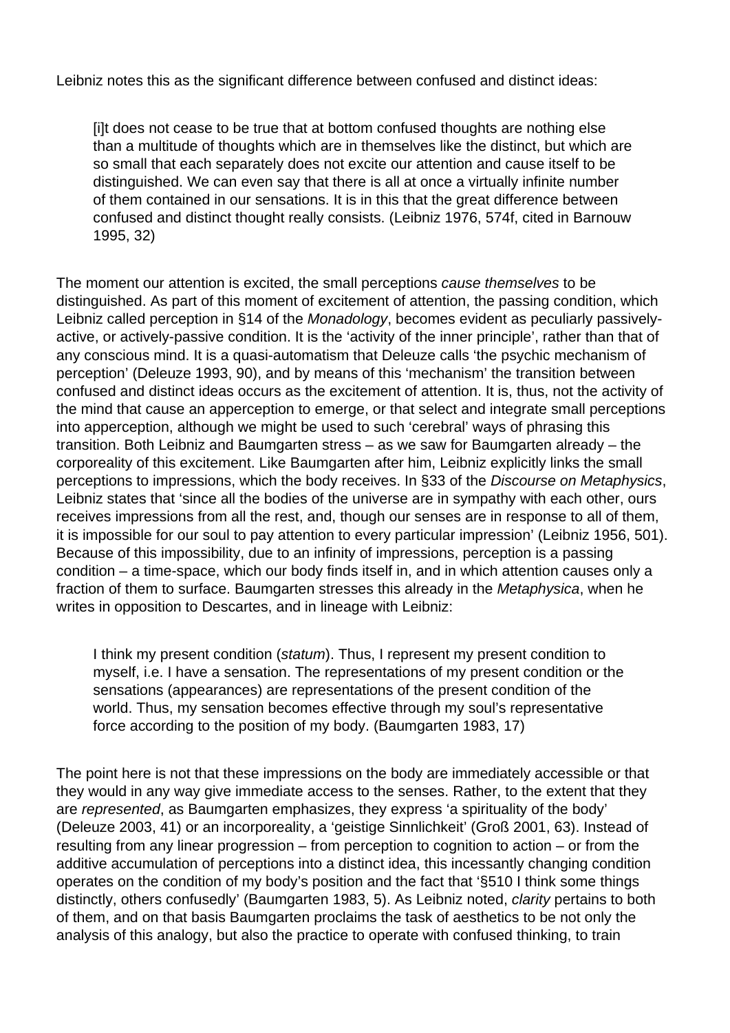Leibniz notes this as the significant difference between confused and distinct ideas:

> [i]t does not cease to be true that at bottom confused thoughts are nothing else than a multitude of thoughts which are in themselves like the distinct, but which are so small that each separately does not excite our attention and cause itself to be distinguished. We can even say that there is all at once a virtually infinite number of them contained in our sensations. It is in this that the great difference between confused and distinct thought really consists. (Leibniz 1976, 574f, cited in Barnouw 1995, 32)

The moment our attention is excited, the small perceptions *cause themselves* to be distinguished. As part of this moment of excitement of attention, the passing condition, which Leibniz called perception in §14 of the *Monadology*, becomes evident as peculiarly passively-active, or actively-passive condition. It is the 'activity of the inner principle', rather than that of any conscious mind. It is a quasi-automatism that Deleuze calls 'the psychic mechanism of perception' (Deleuze 1993, 90), and by means of this 'mechanism' the transition between confused and distinct ideas occurs as the excitement of attention. It is, thus, not the activity of the mind that cause an apperception to emerge, or that select and integrate small perceptions into apperception, although we might be used to such 'cerebral' ways of phrasing this transition. Both Leibniz and Baumgarten stress – as we saw for Baumgarten already – the corporeality of this excitement. Like Baumgarten after him, Leibniz explicitly links the small perceptions to impressions, which the body receives. In §33 of the *Discourse on Metaphysics*, Leibniz states that 'since all the bodies of the universe are in sympathy with each other, ours receives impressions from all the rest, and, though our senses are in response to all of them, it is impossible for our soul to pay attention to every particular impression' (Leibniz 1956, 501). Because of this impossibility, due to an infinity of impressions, perception is a passing condition – a time-space, which our body finds itself in, and in which attention causes only a fraction of them to surface. Baumgarten stresses this already in the *Metaphysica*, when he writes in opposition to Descartes, and in lineage with Leibniz:

> I think my present condition (*statum*). Thus, I represent my present condition to myself, i.e. I have a sensation. The representations of my present condition or the sensations (appearances) are representations of the present condition of the world. Thus, my sensation becomes effective through my soul's representative force according to the position of my body. (Baumgarten 1983, 17)

The point here is not that these impressions on the body are immediately accessible or that they would in any way give immediate access to the senses. Rather, to the extent that they are *represented*, as Baumgarten emphasizes, they express 'a spirituality of the body' (Deleuze 2003, 41) or an incorporeality, a 'geistige Sinnlichkeit' (Groß 2001, 63). Instead of resulting from any linear progression – from perception to cognition to action – or from the additive accumulation of perceptions into a distinct idea, this incessantly changing condition operates on the condition of my body's position and the fact that '§510 I think some things distinctly, others confusedly' (Baumgarten 1983, 5). As Leibniz noted, *clarity* pertains to both of them, and on that basis Baumgarten proclaims the task of aesthetics to be not only the analysis of this analogy, but also the practice to operate with confused thinking, to train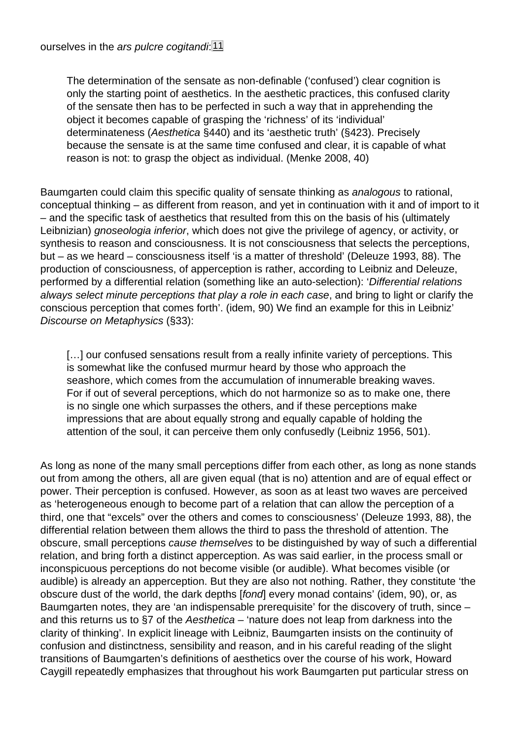ourselves in the *ars pulcre cogitandi*:[11]

> The determination of the sensate as non-definable ('confused') clear cognition is only the starting point of aesthetics. In the aesthetic practices, this confused clarity of the sensate then has to be perfected in such a way that in apprehending the object it becomes capable of grasping the 'richness' of its 'individual' determinateness (*Aesthetica* §440) and its 'aesthetic truth' (§423). Precisely because the sensate is at the same time confused and clear, it is capable of what reason is not: to grasp the object as individual. (Menke 2008, 40)

Baumgarten could claim this specific quality of sensate thinking as *analogous* to rational, conceptual thinking – as different from reason, and yet in continuation with it and of import to it – and the specific task of aesthetics that resulted from this on the basis of his (ultimately Leibnizian) *gnoseologia inferior*, which does not give the privilege of agency, or activity, or synthesis to reason and consciousness. It is not consciousness that selects the perceptions, but – as we heard – consciousness itself 'is a matter of threshold' (Deleuze 1993, 88). The production of consciousness, of apperception is rather, according to Leibniz and Deleuze, performed by a differential relation (something like an auto-selection): '*Differential relations always select minute perceptions that play a role in each case*, and bring to light or clarify the conscious perception that comes forth'. (idem, 90) We find an example for this in Leibniz' *Discourse on Metaphysics* (§33):

> […] our confused sensations result from a really infinite variety of perceptions. This is somewhat like the confused murmur heard by those who approach the seashore, which comes from the accumulation of innumerable breaking waves. For if out of several perceptions, which do not harmonize so as to make one, there is no single one which surpasses the others, and if these perceptions make impressions that are about equally strong and equally capable of holding the attention of the soul, it can perceive them only confusedly (Leibniz 1956, 501).

As long as none of the many small perceptions differ from each other, as long as none stands out from among the others, all are given equal (that is no) attention and are of equal effect or power. Their perception is confused. However, as soon as at least two waves are perceived as 'heterogeneous enough to become part of a relation that can allow the perception of a third, one that "excels" over the others and comes to consciousness' (Deleuze 1993, 88), the differential relation between them allows the third to pass the threshold of attention. The obscure, small perceptions *cause themselves* to be distinguished by way of such a differential relation, and bring forth a distinct apperception. As was said earlier, in the process small or inconspicuous perceptions do not become visible (or audible). What becomes visible (or audible) is already an apperception. But they are also not nothing. Rather, they constitute 'the obscure dust of the world, the dark depths [*fond*] every monad contains' (idem, 90), or, as Baumgarten notes, they are 'an indispensable prerequisite' for the discovery of truth, since – and this returns us to §7 of the *Aesthetica* – 'nature does not leap from darkness into the clarity of thinking'. In explicit lineage with Leibniz, Baumgarten insists on the continuity of confusion and distinctness, sensibility and reason, and in his careful reading of the slight transitions of Baumgarten's definitions of aesthetics over the course of his work, Howard Caygill repeatedly emphasizes that throughout his work Baumgarten put particular stress on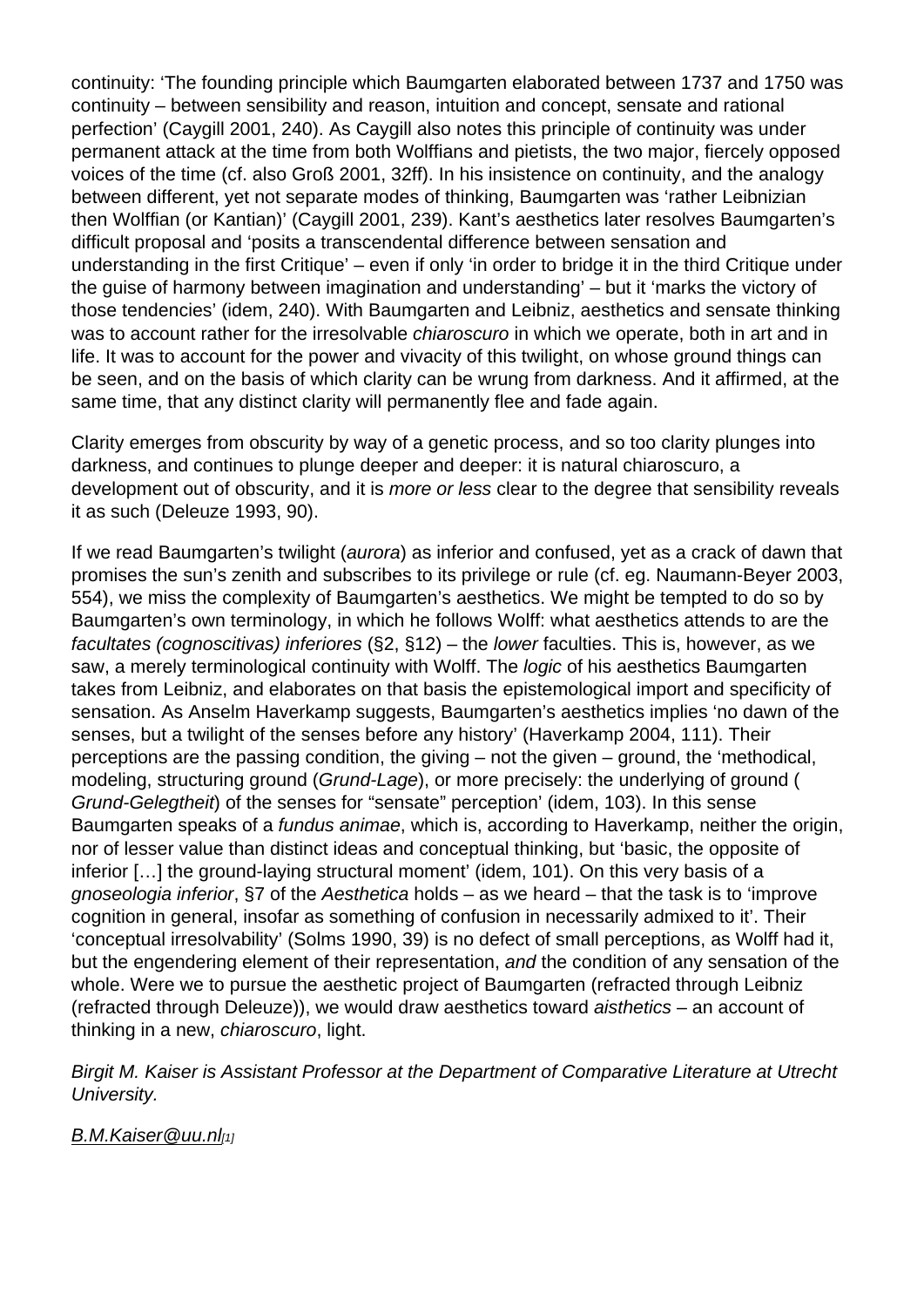continuity: 'The founding principle which Baumgarten elaborated between 1737 and 1750 was continuity – between sensibility and reason, intuition and concept, sensate and rational perfection' (Caygill 2001, 240). As Caygill also notes this principle of continuity was under permanent attack at the time from both Wolffians and pietists, the two major, fiercely opposed voices of the time (cf. also Groß 2001, 32ff). In his insistence on continuity, and the analogy between different, yet not separate modes of thinking, Baumgarten was 'rather Leibnizian then Wolffian (or Kantian)' (Caygill 2001, 239). Kant's aesthetics later resolves Baumgarten's difficult proposal and 'posits a transcendental difference between sensation and understanding in the first Critique' – even if only 'in order to bridge it in the third Critique under the guise of harmony between imagination and understanding' – but it 'marks the victory of those tendencies' (idem, 240). With Baumgarten and Leibniz, aesthetics and sensate thinking was to account rather for the irresolvable *chiaroscuro* in which we operate, both in art and in life. It was to account for the power and vivacity of this twilight, on whose ground things can be seen, and on the basis of which clarity can be wrung from darkness. And it affirmed, at the same time, that any distinct clarity will permanently flee and fade again.

Clarity emerges from obscurity by way of a genetic process, and so too clarity plunges into darkness, and continues to plunge deeper and deeper: it is natural chiaroscuro, a development out of obscurity, and it is *more or less* clear to the degree that sensibility reveals it as such (Deleuze 1993, 90).

If we read Baumgarten's twilight (*aurora*) as inferior and confused, yet as a crack of dawn that promises the sun's zenith and subscribes to its privilege or rule (cf. eg. Naumann-Beyer 2003, 554), we miss the complexity of Baumgarten's aesthetics. We might be tempted to do so by Baumgarten's own terminology, in which he follows Wolff: what aesthetics attends to are the *facultates (cognoscitivas) inferiores* (§2, §12) – the *lower* faculties. This is, however, as we saw, a merely terminological continuity with Wolff. The *logic* of his aesthetics Baumgarten takes from Leibniz, and elaborates on that basis the epistemological import and specificity of sensation. As Anselm Haverkamp suggests, Baumgarten's aesthetics implies 'no dawn of the senses, but a twilight of the senses before any history' (Haverkamp 2004, 111). Their perceptions are the passing condition, the giving – not the given – ground, the 'methodical, modeling, structuring ground (*Grund-Lage*), or more precisely: the underlying of ground (*Grund-Gelegtheit*) of the senses for "sensate" perception' (idem, 103). In this sense Baumgarten speaks of a *fundus animae*, which is, according to Haverkamp, neither the origin, nor of lesser value than distinct ideas and conceptual thinking, but 'basic, the opposite of inferior […] the ground-laying structural moment' (idem, 101). On this very basis of a *gnoseologia inferior*, §7 of the *Aesthetica* holds – as we heard – that the task is to 'improve cognition in general, insofar as something of confusion in necessarily admixed to it'. Their 'conceptual irresolvability' (Solms 1990, 39) is no defect of small perceptions, as Wolff had it, but the engendering element of their representation, *and* the condition of any sensation of the whole. Were we to pursue the aesthetic project of Baumgarten (refracted through Leibniz (refracted through Deleuze)), we would draw aesthetics toward *aisthetics* – an account of thinking in a new, *chiaroscuro*, light.

*Birgit M. Kaiser is Assistant Professor at the Department of Comparative Literature at Utrecht University.*

B.M.Kaiser@uu.nl[1]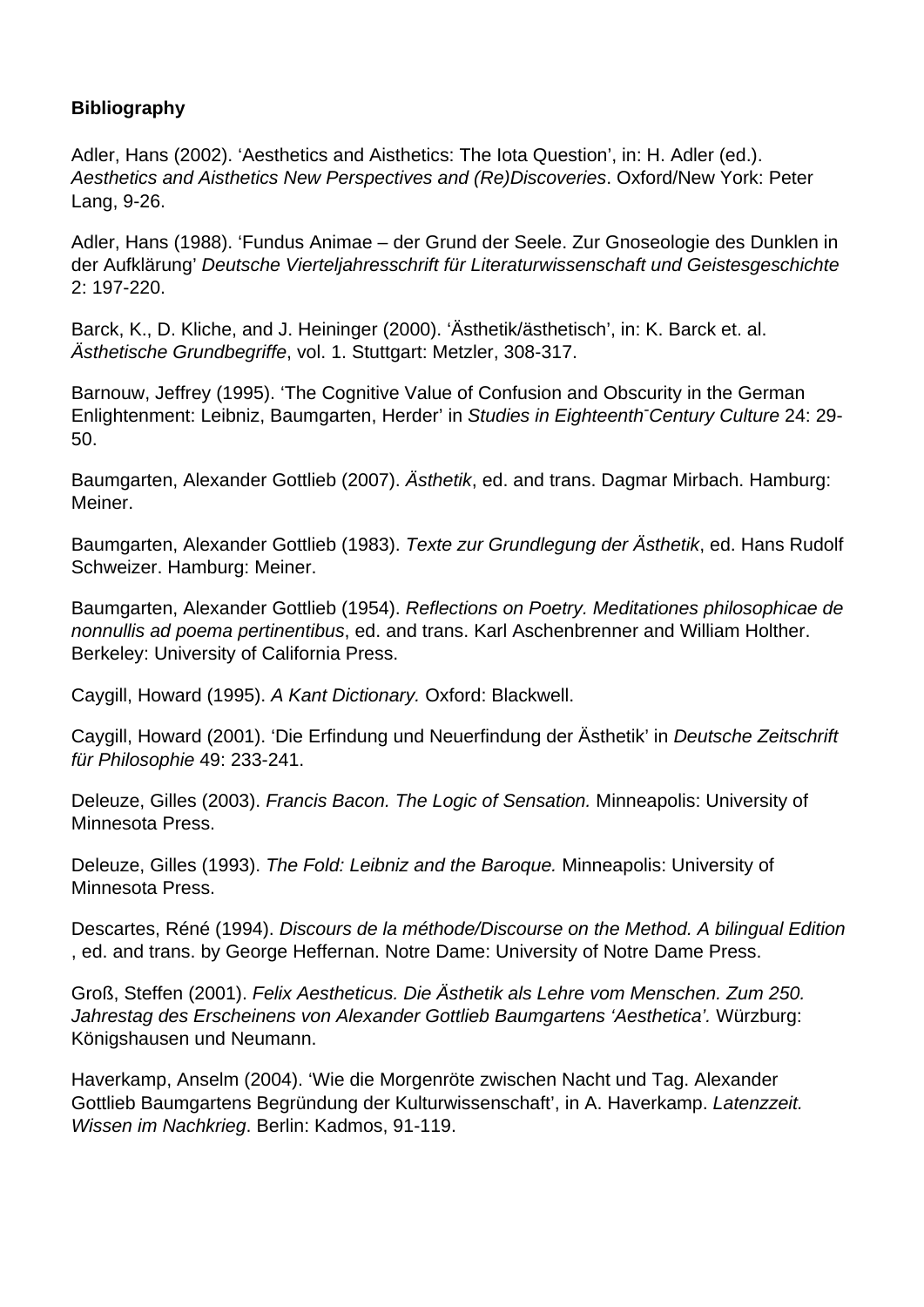**Bibliography**

Adler, Hans (2002). ‘Aesthetics and Aisthetics: The Iota Question’, in: H. Adler (ed.). *Aesthetics and Aisthetics New Perspectives and (Re)Discoveries*. Oxford/New York: Peter Lang, 9-26.

Adler, Hans (1988). ‘Fundus Animae – der Grund der Seele. Zur Gnoseologie des Dunklen in der Aufklärung’ *Deutsche Vierteljahresschrift für Literaturwissenschaft und Geistesgeschichte* 2: 197-220.

Barck, K., D. Kliche, and J. Heininger (2000). ‘Ästhetik/ästhetisch’, in: K. Barck et. al. *Ästhetische Grundbegriffe*, vol. 1. Stuttgart: Metzler, 308-317.

Barnouw, Jeffrey (1995). ‘The Cognitive Value of Confusion and Obscurity in the German Enlightenment: Leibniz, Baumgarten, Herder’ in *Studies in Eighteenth-Century Culture* 24: 29-50.

Baumgarten, Alexander Gottlieb (2007). *Ästhetik*, ed. and trans. Dagmar Mirbach. Hamburg: Meiner.

Baumgarten, Alexander Gottlieb (1983). *Texte zur Grundlegung der Ästhetik*, ed. Hans Rudolf Schweizer. Hamburg: Meiner.

Baumgarten, Alexander Gottlieb (1954). *Reflections on Poetry. Meditationes philosophicae de nonnullis ad poema pertinentibus*, ed. and trans. Karl Aschenbrenner and William Holther. Berkeley: University of California Press.

Caygill, Howard (1995). *A Kant Dictionary.* Oxford: Blackwell.

Caygill, Howard (2001). ‘Die Erfindung und Neuerfindung der Ästhetik’ in *Deutsche Zeitschrift für Philosophie* 49: 233-241.

Deleuze, Gilles (2003). *Francis Bacon. The Logic of Sensation.* Minneapolis: University of Minnesota Press.

Deleuze, Gilles (1993). *The Fold: Leibniz and the Baroque.* Minneapolis: University of Minnesota Press.

Descartes, Réné (1994). *Discours de la méthode/Discourse on the Method. A bilingual Edition* , ed. and trans. by George Heffernan. Notre Dame: University of Notre Dame Press.

Groß, Steffen (2001). *Felix Aestheticus. Die Ästhetik als Lehre vom Menschen. Zum 250. Jahrestag des Erscheinens von Alexander Gottlieb Baumgartens ‘Aesthetica’.* Würzburg: Königshausen und Neumann.

Haverkamp, Anselm (2004). ‘Wie die Morgenröte zwischen Nacht und Tag. Alexander Gottlieb Baumgartens Begründung der Kulturwissenschaft’, in A. Haverkamp. *Latenzzeit. Wissen im Nachkrieg*. Berlin: Kadmos, 91-119.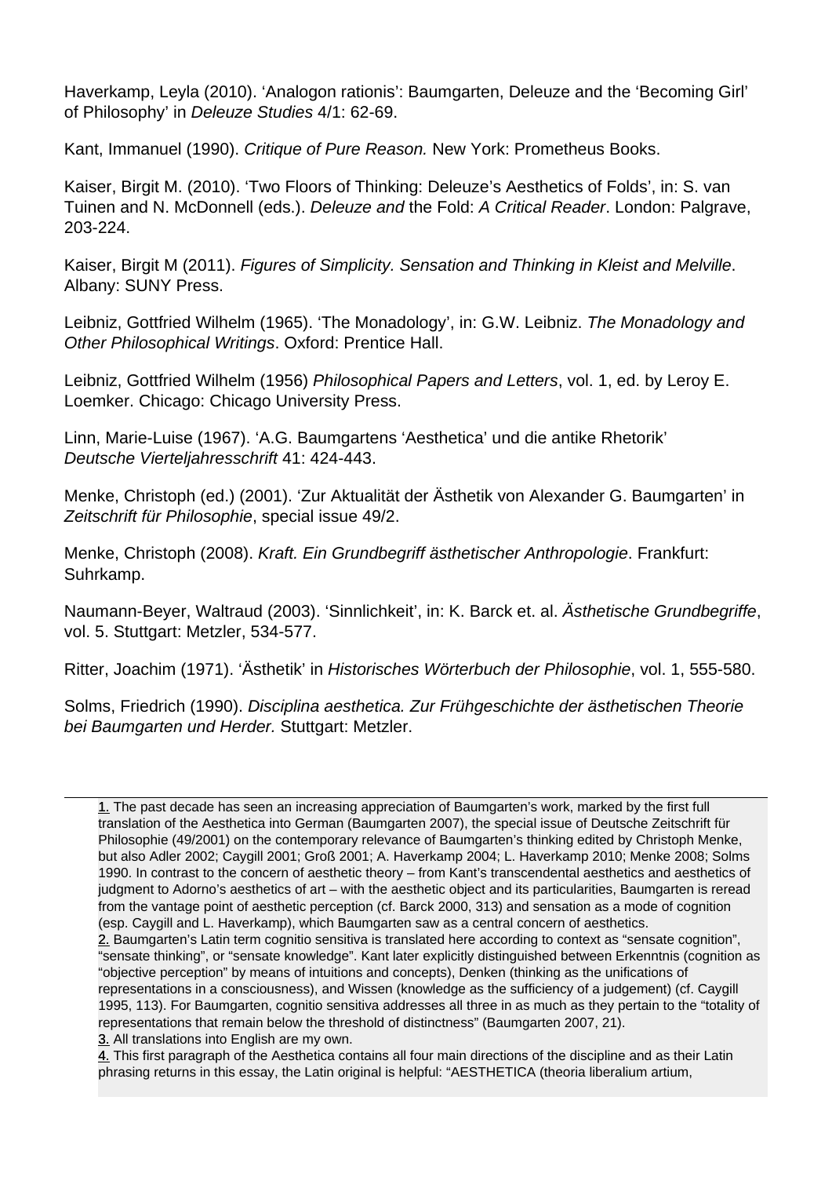Haverkamp, Leyla (2010). 'Analogon rationis': Baumgarten, Deleuze and the 'Becoming Girl' of Philosophy' in *Deleuze Studies* 4/1: 62-69.

Kant, Immanuel (1990). *Critique of Pure Reason.* New York: Prometheus Books.

Kaiser, Birgit M. (2010). 'Two Floors of Thinking: Deleuze's Aesthetics of Folds', in: S. van Tuinen and N. McDonnell (eds.). *Deleuze and* the Fold: *A Critical Reader*. London: Palgrave, 203-224.

Kaiser, Birgit M (2011). *Figures of Simplicity. Sensation and Thinking in Kleist and Melville*. Albany: SUNY Press.

Leibniz, Gottfried Wilhelm (1965). 'The Monadology', in: G.W. Leibniz. *The Monadology and Other Philosophical Writings*. Oxford: Prentice Hall.

Leibniz, Gottfried Wilhelm (1956) *Philosophical Papers and Letters*, vol. 1, ed. by Leroy E. Loemker. Chicago: Chicago University Press.

Linn, Marie-Luise (1967). 'A.G. Baumgartens 'Aesthetica' und die antike Rhetorik' *Deutsche Vierteljahresschrift* 41: 424-443.

Menke, Christoph (ed.) (2001). 'Zur Aktualität der Ästhetik von Alexander G. Baumgarten' in *Zeitschrift für Philosophie*, special issue 49/2.

Menke, Christoph (2008). *Kraft. Ein Grundbegriff ästhetischer Anthropologie*. Frankfurt: Suhrkamp.

Naumann-Beyer, Waltraud (2003). 'Sinnlichkeit', in: K. Barck et. al. *Ästhetische Grundbegriffe*, vol. 5. Stuttgart: Metzler, 534-577.

Ritter, Joachim (1971). 'Ästhetik' in *Historisches Wörterbuch der Philosophie*, vol. 1, 555-580.

Solms, Friedrich (1990). *Disciplina aesthetica. Zur Frühgeschichte der ästhetischen Theorie bei Baumgarten und Herder.* Stuttgart: Metzler.

---

1. The past decade has seen an increasing appreciation of Baumgarten's work, marked by the first full translation of the Aesthetica into German (Baumgarten 2007), the special issue of Deutsche Zeitschrift für Philosophie (49/2001) on the contemporary relevance of Baumgarten's thinking edited by Christoph Menke, but also Adler 2002; Caygill 2001; Groß 2001; A. Haverkamp 2004; L. Haverkamp 2010; Menke 2008; Solms 1990. In contrast to the concern of aesthetic theory – from Kant's transcendental aesthetics and aesthetics of judgment to Adorno's aesthetics of art – with the aesthetic object and its particularities, Baumgarten is reread from the vantage point of aesthetic perception (cf. Barck 2000, 313) and sensation as a mode of cognition (esp. Caygill and L. Haverkamp), which Baumgarten saw as a central concern of aesthetics.

2. Baumgarten's Latin term cognitio sensitiva is translated here according to context as "sensate cognition", "sensate thinking", or "sensate knowledge". Kant later explicitly distinguished between Erkenntnis (cognition as "objective perception" by means of intuitions and concepts), Denken (thinking as the unifications of representations in a consciousness), and Wissen (knowledge as the sufficiency of a judgement) (cf. Caygill 1995, 113). For Baumgarten, cognitio sensitiva addresses all three in as much as they pertain to the "totality of representations that remain below the threshold of distinctness" (Baumgarten 2007, 21).

3. All translations into English are my own.

4. This first paragraph of the Aesthetica contains all four main directions of the discipline and as their Latin phrasing returns in this essay, the Latin original is helpful: "AESTHETICA (theoria liberalium artium,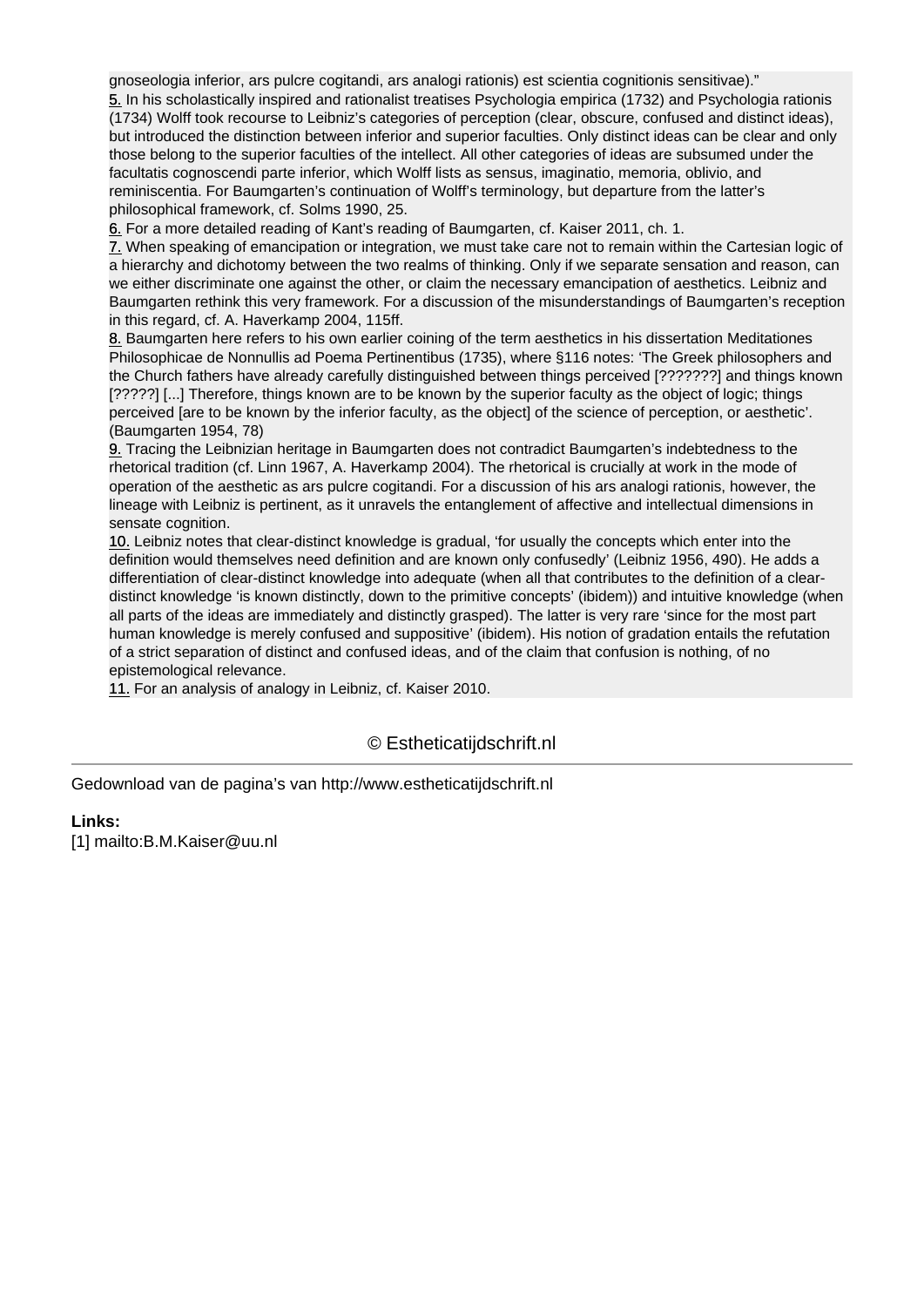gnoseologia inferior, ars pulcre cogitandi, ars analogi rationis) est scientia cognitionis sensitivae)."

5. In his scholastically inspired and rationalist treatises Psychologia empirica (1732) and Psychologia rationis (1734) Wolff took recourse to Leibniz's categories of perception (clear, obscure, confused and distinct ideas), but introduced the distinction between inferior and superior faculties. Only distinct ideas can be clear and only those belong to the superior faculties of the intellect. All other categories of ideas are subsumed under the facultatis cognoscendi parte inferior, which Wolff lists as sensus, imaginatio, memoria, oblivio, and reminiscentia. For Baumgarten's continuation of Wolff's terminology, but departure from the latter's philosophical framework, cf. Solms 1990, 25.

6. For a more detailed reading of Kant's reading of Baumgarten, cf. Kaiser 2011, ch. 1.

7. When speaking of emancipation or integration, we must take care not to remain within the Cartesian logic of a hierarchy and dichotomy between the two realms of thinking. Only if we separate sensation and reason, can we either discriminate one against the other, or claim the necessary emancipation of aesthetics. Leibniz and Baumgarten rethink this very framework. For a discussion of the misunderstandings of Baumgarten's reception in this regard, cf. A. Haverkamp 2004, 115ff.

8. Baumgarten here refers to his own earlier coining of the term aesthetics in his dissertation Meditationes Philosophicae de Nonnullis ad Poema Pertinentibus (1735), where §116 notes: 'The Greek philosophers and the Church fathers have already carefully distinguished between things perceived [???????] and things known [?????] [...] Therefore, things known are to be known by the superior faculty as the object of logic; things perceived [are to be known by the inferior faculty, as the object] of the science of perception, or aesthetic'. (Baumgarten 1954, 78)

9. Tracing the Leibnizian heritage in Baumgarten does not contradict Baumgarten's indebtedness to the rhetorical tradition (cf. Linn 1967, A. Haverkamp 2004). The rhetorical is crucially at work in the mode of operation of the aesthetic as ars pulcre cogitandi. For a discussion of his ars analogi rationis, however, the lineage with Leibniz is pertinent, as it unravels the entanglement of affective and intellectual dimensions in sensate cognition.

10. Leibniz notes that clear-distinct knowledge is gradual, 'for usually the concepts which enter into the definition would themselves need definition and are known only confusedly' (Leibniz 1956, 490). He adds a differentiation of clear-distinct knowledge into adequate (when all that contributes to the definition of a clear-distinct knowledge 'is known distinctly, down to the primitive concepts' (ibidem)) and intuitive knowledge (when all parts of the ideas are immediately and distinctly grasped). The latter is very rare 'since for the most part human knowledge is merely confused and suppositive' (ibidem). His notion of gradation entails the refutation of a strict separation of distinct and confused ideas, and of the claim that confusion is nothing, of no epistemological relevance.

11. For an analysis of analogy in Leibniz, cf. Kaiser 2010.

© Estheticatijdschrift.nl

---

Gedownload van de pagina's van http://www.estheticatijdschrift.nl

**Links:**
[1] mailto:B.M.Kaiser@uu.nl